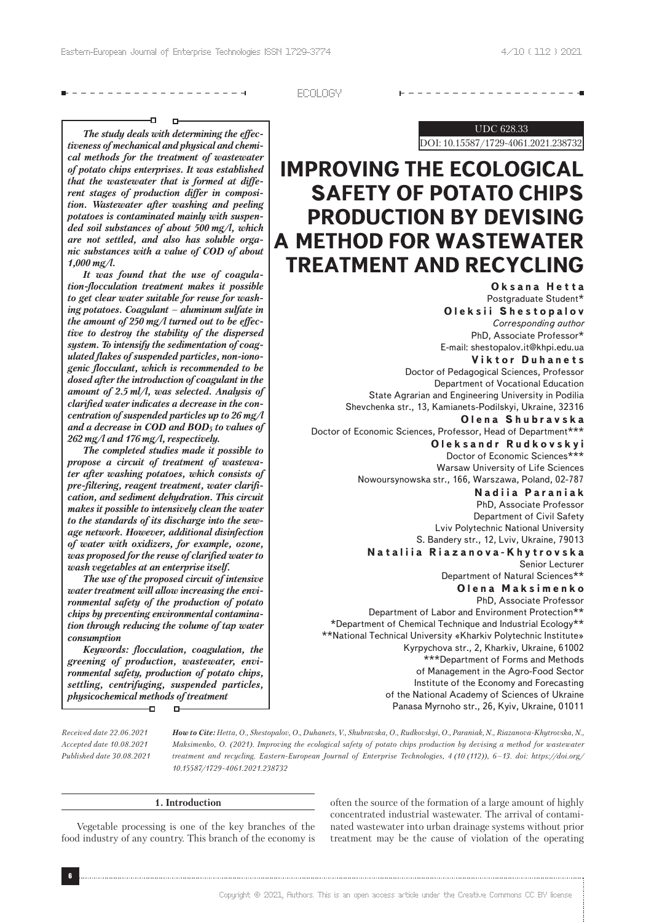UDC 628.33

DOI: 10.15587/1729-4061.2021.238732

# IMPROVING THE ECOLOGICAL SAFETY OF POTATO CHIPS PRODUCTION BY DEVISING A METHOD FOR WASTEWATER TREATMENT AND RECYCLING

***The study deals with determining the effectiveness of mechanical and physical and chemical methods for the treatment of wastewater of potato chips enterprises. It was established that the wastewater that is formed at different stages of production differ in composition. Wastewater after washing and peeling potatoes is contaminated mainly with suspended soil substances of about 500 mg/l, which are not settled, and also has soluble organic substances with a value of COD of about 1,000 mg/l.***

***It was found that the use of coagulation-flocculation treatment makes it possible to get clear water suitable for reuse for washing potatoes. Coagulant – aluminum sulfate in the amount of 250 mg/l turned out to be effective to destroy the stability of the dispersed system. To intensify the sedimentation of coagulated flakes of suspended particles, non-ionogenic flocculant, which is recommended to be dosed after the introduction of coagulant in the amount of 2.5 ml/l, was selected. Analysis of clarified water indicates a decrease in the concentration of suspended particles up to 26 mg/l and a decrease in COD and $BOD_5$ to values of 262 mg/l and 176 mg/l, respectively.***

***The completed studies made it possible to propose a circuit of treatment of wastewater after washing potatoes, which consists of pre-filtering, reagent treatment, water clarification, and sediment dehydration. This circuit makes it possible to intensively clean the water to the standards of its discharge into the sewage network. However, additional disinfection of water with oxidizers, for example, ozone, was proposed for the reuse of clarified water to wash vegetables at an enterprise itself.***

***The use of the proposed circuit of intensive water treatment will allow increasing the environmental safety of the production of potato chips by preventing environmental contamination through reducing the volume of tap water consumption***

***Keywords: flocculation, coagulation, the greening of production, wastewater, environmental safety, production of potato chips, settling, centrifuging, suspended particles, physicochemical methods of treatment***

**Oksana Hetta**
Postgraduate Student*

**Oleksii Shestopalov**
*Corresponding author*
PhD, Associate Professor*
E-mail: shestopalov.it@khpi.edu.ua

**Viktor Duhanets**
Doctor of Pedagogical Sciences, Professor
Department of Vocational Education
State Agrarian and Engineering University in Podilia
Shevchenka str., 13, Kamianets-Podilskyi, Ukraine, 32316

**Olena Shubravska**
Doctor of Economic Sciences, Professor, Head of Department***

**Oleksandr Rudkovskyi**
Doctor of Economic Sciences***
Warsaw University of Life Sciences
Nowoursynowska str., 166, Warszawa, Poland, 02-787

**Nadiia Paraniak**
PhD, Associate Professor
Department of Civil Safety
Lviv Polytechnic National University
S. Bandery str., 12, Lviv, Ukraine, 79013

**Nataliia Riazanova-Khytrovska**
Senior Lecturer
Department of Natural Sciences**

**Olena Maksimenko**
PhD, Associate Professor
Department of Labor and Environment Protection**

*Department of Chemical Technique and Industrial Ecology**
**National Technical University «Kharkiv Polytechnic Institute»
Kyrpychova str., 2, Kharkiv, Ukraine, 61002
***Department of Forms and Methods of Management in the Agro-Food Sector
Institute of the Economy and Forecasting of the National Academy of Sciences of Ukraine
Panasa Myrnoho str., 26, Kyiv, Ukraine, 01011

*Received date 22.06.2021*
*Accepted date 10.08.2021*
*Published date 30.08.2021*

***How to Cite:*** *Hetta, O., Shestopalov, O., Duhanets, V., Shubravska, O., Rudkovskyi, O., Paraniak, N., Riazanova-Khytrovska, N., Maksimenko, O. (2021). Improving the ecological safety of potato chips production by devising a method for wastewater treatment and recycling. Eastern-European Journal of Enterprise Technologies, 4 (10 (112)), 6–13. doi: https://doi.org/10.15587/1729-4061.2021.238732*

## 1. Introduction

Vegetable processing is one of the key branches of the food industry of any country. This branch of the economy is often the source of the formation of a large amount of highly concentrated industrial wastewater. The arrival of contaminated wastewater into urban drainage systems without prior treatment may be the cause of violation of the operating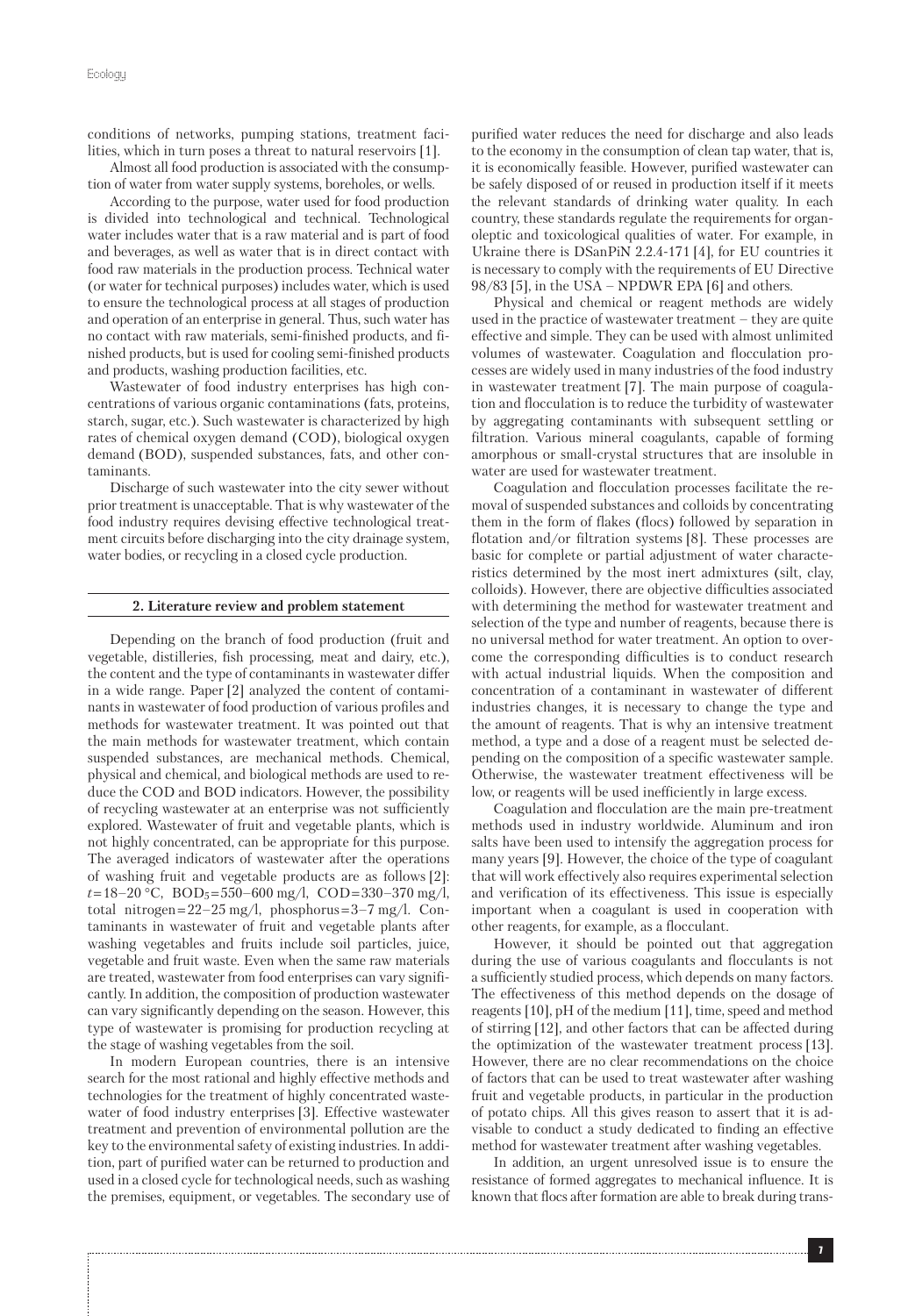conditions of networks, pumping stations, treatment facilities, which in turn poses a threat to natural reservoirs [1].

Almost all food production is associated with the consumption of water from water supply systems, boreholes, or wells.

According to the purpose, water used for food production is divided into technological and technical. Technological water includes water that is a raw material and is part of food and beverages, as well as water that is in direct contact with food raw materials in the production process. Technical water (or water for technical purposes) includes water, which is used to ensure the technological process at all stages of production and operation of an enterprise in general. Thus, such water has no contact with raw materials, semi-finished products, and finished products, but is used for cooling semi-finished products and products, washing production facilities, etc.

Wastewater of food industry enterprises has high concentrations of various organic contaminations (fats, proteins, starch, sugar, etc.). Such wastewater is characterized by high rates of chemical oxygen demand (COD), biological oxygen demand (BOD), suspended substances, fats, and other contaminants.

Discharge of such wastewater into the city sewer without prior treatment is unacceptable. That is why wastewater of the food industry requires devising effective technological treatment circuits before discharging into the city drainage system, water bodies, or recycling in a closed cycle production.

## 2. Literature review and problem statement

Depending on the branch of food production (fruit and vegetable, distilleries, fish processing, meat and dairy, etc.), the content and the type of contaminants in wastewater differ in a wide range. Paper [2] analyzed the content of contaminants in wastewater of food production of various profiles and methods for wastewater treatment. It was pointed out that the main methods for wastewater treatment, which contain suspended substances, are mechanical methods. Chemical, physical and chemical, and biological methods are used to reduce the COD and BOD indicators. However, the possibility of recycling wastewater at an enterprise was not sufficiently explored. Wastewater of fruit and vegetable plants, which is not highly concentrated, can be appropriate for this purpose. The averaged indicators of wastewater after the operations of washing fruit and vegetable products are as follows [2]: $t$=18–20 °C, $BOD_5$=550–600 mg/l, COD=330–370 mg/l, total nitrogen=22–25 mg/l, phosphorus=3–7 mg/l. Contaminants in wastewater of fruit and vegetable plants after washing vegetables and fruits include soil particles, juice, vegetable and fruit waste. Even when the same raw materials are treated, wastewater from food enterprises can vary significantly. In addition, the composition of production wastewater can vary significantly depending on the season. However, this type of wastewater is promising for production recycling at the stage of washing vegetables from the soil.

In modern European countries, there is an intensive search for the most rational and highly effective methods and technologies for the treatment of highly concentrated wastewater of food industry enterprises [3]. Effective wastewater treatment and prevention of environmental pollution are the key to the environmental safety of existing industries. In addition, part of purified water can be returned to production and used in a closed cycle for technological needs, such as washing the premises, equipment, or vegetables. The secondary use of purified water reduces the need for discharge and also leads to the economy in the consumption of clean tap water, that is, it is economically feasible. However, purified wastewater can be safely disposed of or reused in production itself if it meets the relevant standards of drinking water quality. In each country, these standards regulate the requirements for organoleptic and toxicological qualities of water. For example, in Ukraine there is DSanPiN 2.2.4-171 [4], for EU countries it is necessary to comply with the requirements of EU Directive 98/83 [5], in the USA – NPDWR EPA [6] and others.

Physical and chemical or reagent methods are widely used in the practice of wastewater treatment – they are quite effective and simple. They can be used with almost unlimited volumes of wastewater. Coagulation and flocculation processes are widely used in many industries of the food industry in wastewater treatment [7]. The main purpose of coagulation and flocculation is to reduce the turbidity of wastewater by aggregating contaminants with subsequent settling or filtration. Various mineral coagulants, capable of forming amorphous or small-crystal structures that are insoluble in water are used for wastewater treatment.

Coagulation and flocculation processes facilitate the removal of suspended substances and colloids by concentrating them in the form of flakes (flocs) followed by separation in flotation and/or filtration systems [8]. These processes are basic for complete or partial adjustment of water characteristics determined by the most inert admixtures (silt, clay, colloids). However, there are objective difficulties associated with determining the method for wastewater treatment and selection of the type and number of reagents, because there is no universal method for water treatment. An option to overcome the corresponding difficulties is to conduct research with actual industrial liquids. When the composition and concentration of a contaminant in wastewater of different industries changes, it is necessary to change the type and the amount of reagents. That is why an intensive treatment method, a type and a dose of a reagent must be selected depending on the composition of a specific wastewater sample. Otherwise, the wastewater treatment effectiveness will be low, or reagents will be used inefficiently in large excess.

Coagulation and flocculation are the main pre-treatment methods used in industry worldwide. Aluminum and iron salts have been used to intensify the aggregation process for many years [9]. However, the choice of the type of coagulant that will work effectively also requires experimental selection and verification of its effectiveness. This issue is especially important when a coagulant is used in cooperation with other reagents, for example, as a flocculant.

However, it should be pointed out that aggregation during the use of various coagulants and flocculants is not a sufficiently studied process, which depends on many factors. The effectiveness of this method depends on the dosage of reagents [10], pH of the medium [11], time, speed and method of stirring [12], and other factors that can be affected during the optimization of the wastewater treatment process [13]. However, there are no clear recommendations on the choice of factors that can be used to treat wastewater after washing fruit and vegetable products, in particular in the production of potato chips. All this gives reason to assert that it is advisable to conduct a study dedicated to finding an effective method for wastewater treatment after washing vegetables.

In addition, an urgent unresolved issue is to ensure the resistance of formed aggregates to mechanical influence. It is known that flocs after formation are able to break during trans-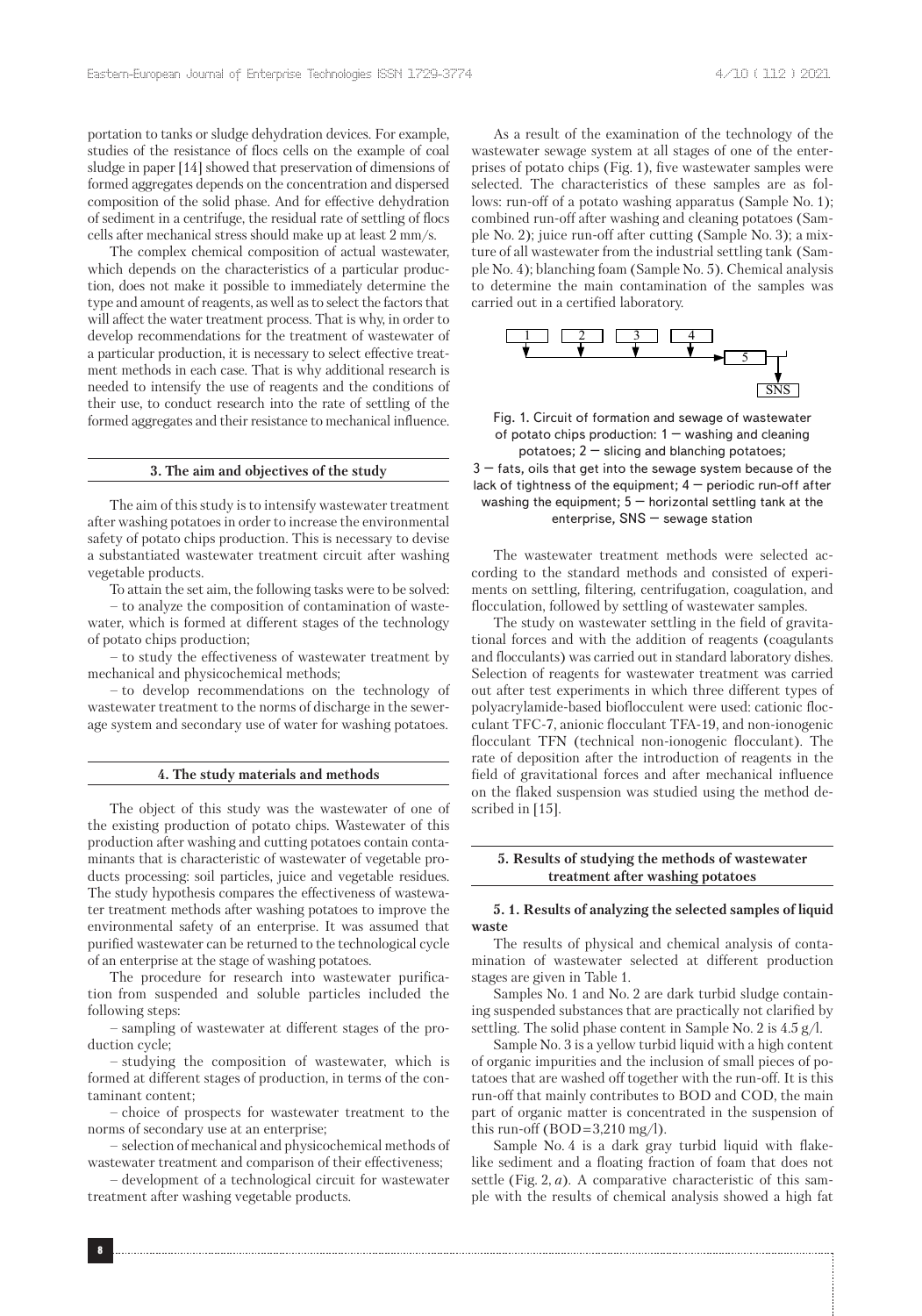portation to tanks or sludge dehydration devices. For example, studies of the resistance of flocs cells on the example of coal sludge in paper [14] showed that preservation of dimensions of formed aggregates depends on the concentration and dispersed composition of the solid phase. And for effective dehydration of sediment in a centrifuge, the residual rate of settling of flocs cells after mechanical stress should make up at least 2 mm/s.

The complex chemical composition of actual wastewater, which depends on the characteristics of a particular production, does not make it possible to immediately determine the type and amount of reagents, as well as to select the factors that will affect the water treatment process. That is why, in order to develop recommendations for the treatment of wastewater of a particular production, it is necessary to select effective treatment methods in each case. That is why additional research is needed to intensify the use of reagents and the conditions of their use, to conduct research into the rate of settling of the formed aggregates and their resistance to mechanical influence.

## 3. The aim and objectives of the study

The aim of this study is to intensify wastewater treatment after washing potatoes in order to increase the environmental safety of potato chips production. This is necessary to devise a substantiated wastewater treatment circuit after washing vegetable products.

To attain the set aim, the following tasks were to be solved:

– to analyze the composition of contamination of wastewater, which is formed at different stages of the technology of potato chips production;

– to study the effectiveness of wastewater treatment by mechanical and physicochemical methods;

– to develop recommendations on the technology of wastewater treatment to the norms of discharge in the sewerage system and secondary use of water for washing potatoes.

## 4. The study materials and methods

The object of this study was the wastewater of one of the existing production of potato chips. Wastewater of this production after washing and cutting potatoes contain contaminants that is characteristic of wastewater of vegetable products processing: soil particles, juice and vegetable residues. The study hypothesis compares the effectiveness of wastewater treatment methods after washing potatoes to improve the environmental safety of an enterprise. It was assumed that purified wastewater can be returned to the technological cycle of an enterprise at the stage of washing potatoes.

The procedure for research into wastewater purification from suspended and soluble particles included the following steps:

– sampling of wastewater at different stages of the production cycle;

– studying the composition of wastewater, which is formed at different stages of production, in terms of the contaminant content;

– choice of prospects for wastewater treatment to the norms of secondary use at an enterprise;

– selection of mechanical and physicochemical methods of wastewater treatment and comparison of their effectiveness;

– development of a technological circuit for wastewater treatment after washing vegetable products.

As a result of the examination of the technology of the wastewater sewage system at all stages of one of the enterprises of potato chips (Fig. 1), five wastewater samples were selected. The characteristics of these samples are as follows: run-off of a potato washing apparatus (Sample No. 1); combined run-off after washing and cleaning potatoes (Sample No. 2); juice run-off after cutting (Sample No. 3); a mixture of all wastewater from the industrial settling tank (Sample No. 4); blanching foam (Sample No. 5). Chemical analysis to determine the main contamination of the samples was carried out in a certified laboratory.

Fig. 1. Circuit of formation and sewage of wastewater of potato chips production: 1 – washing and cleaning potatoes; 2 – slicing and blanching potatoes; 3 – fats, oils that get into the sewage system because of the lack of tightness of the equipment; 4 – periodic run-off after washing the equipment; 5 – horizontal settling tank at the enterprise, SNS – sewage station

The wastewater treatment methods were selected according to the standard methods and consisted of experiments on settling, filtering, centrifugation, coagulation, and flocculation, followed by settling of wastewater samples.

The study on wastewater settling in the field of gravitational forces and with the addition of reagents (coagulants and flocculants) was carried out in standard laboratory dishes. Selection of reagents for wastewater treatment was carried out after test experiments in which three different types of polyacrylamide-based bioflocculent were used: cationic flocculant TFC-7, anionic flocculant TFA-19, and non-ionogenic flocculant TFN (technical non-ionogenic flocculant). The rate of deposition after the introduction of reagents in the field of gravitational forces and after mechanical influence on the flaked suspension was studied using the method described in [15].

## 5. Results of studying the methods of wastewater treatment after washing potatoes

### 5. 1. Results of analyzing the selected samples of liquid waste

The results of physical and chemical analysis of contamination of wastewater selected at different production stages are given in Table 1.

Samples No. 1 and No. 2 are dark turbid sludge containing suspended substances that are practically not clarified by settling. The solid phase content in Sample No. 2 is 4.5 g/l.

Sample No. 3 is a yellow turbid liquid with a high content of organic impurities and the inclusion of small pieces of potatoes that are washed off together with the run-off. It is this run-off that mainly contributes to BOD and COD, the main part of organic matter is concentrated in the suspension of this run-off (BOD=3,210 mg/l).

Sample No. 4 is a dark gray turbid liquid with flake-like sediment and a floating fraction of foam that does not settle (Fig. 2, *a*). A comparative characteristic of this sample with the results of chemical analysis showed a high fat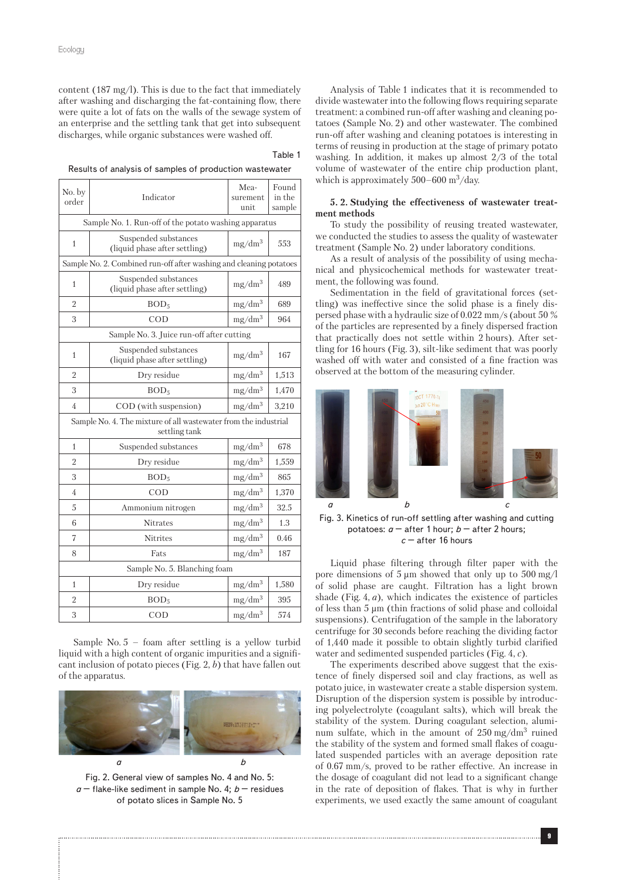content (187 mg/l). This is due to the fact that immediately after washing and discharging the fat-containing flow, there were quite a lot of fats on the walls of the sewage system of an enterprise and the settling tank that get into subsequent discharges, while organic substances were washed off.

Table 1

Results of analysis of samples of production wastewater

| No. by order | Indicator | Measurement unit | Found in the sample |
|---|---|---|---|
| Sample No. 1. Run-off of the potato washing apparatus | | | |
| 1 | Suspended substances (liquid phase after settling) | $mg/dm^3$ | 553 |
| Sample No. 2. Combined run-off after washing and cleaning potatoes | | | |
| 1 | Suspended substances (liquid phase after settling) | $mg/dm^3$ | 489 |
| 2 | $BOD_5$ | $mg/dm^3$ | 689 |
| 3 | COD | $mg/dm^3$ | 964 |
| Sample No. 3. Juice run-off after cutting | | | |
| 1 | Suspended substances (liquid phase after settling) | $mg/dm^3$ | 167 |
| 2 | Dry residue | $mg/dm^3$ | 1,513 |
| 3 | $BOD_5$ | $mg/dm^3$ | 1,470 |
| 4 | COD (with suspension) | $mg/dm^3$ | 3,210 |
| Sample No. 4. The mixture of all wastewater from the industrial settling tank | | | |
| 1 | Suspended substances | $mg/dm^3$ | 678 |
| 2 | Dry residue | $mg/dm^3$ | 1,559 |
| 3 | $BOD_5$ | $mg/dm^3$ | 865 |
| 4 | COD | $mg/dm^3$ | 1,370 |
| 5 | Ammonium nitrogen | $mg/dm^3$ | 32.5 |
| 6 | Nitrates | $mg/dm^3$ | 1.3 |
| 7 | Nitrites | $mg/dm^3$ | 0.46 |
| 8 | Fats | $mg/dm^3$ | 187 |
| Sample No. 5. Blanching foam | | | |
| 1 | Dry residue | $mg/dm^3$ | 1,580 |
| 2 | $BOD_5$ | $mg/dm^3$ | 395 |
| 3 | COD | $mg/dm^3$ | 574 |

Sample No. 5 – foam after settling is a yellow turbid liquid with a high content of organic impurities and a significant inclusion of potato pieces (Fig. 2, *b*) that have fallen out of the apparatus.

Fig. 2. General view of samples No. 4 and No. 5: *a* — flake-like sediment in sample No. 4; *b* — residues of potato slices in Sample No. 5

Analysis of Table 1 indicates that it is recommended to divide wastewater into the following flows requiring separate treatment: a combined run-off after washing and cleaning potatoes (Sample No. 2) and other wastewater. The combined run-off after washing and cleaning potatoes is interesting in terms of reusing in production at the stage of primary potato washing. In addition, it makes up almost 2/3 of the total volume of wastewater of the entire chip production plant, which is approximately 500–600 $m^3$/day.

### 5. 2. Studying the effectiveness of wastewater treatment methods

To study the possibility of reusing treated wastewater, we conducted the studies to assess the quality of wastewater treatment (Sample No. 2) under laboratory conditions.

As a result of analysis of the possibility of using mechanical and physicochemical methods for wastewater treatment, the following was found.

Sedimentation in the field of gravitational forces (settling) was ineffective since the solid phase is a finely dispersed phase with a hydraulic size of 0.022 mm/s (about 50 % of the particles are represented by a finely dispersed fraction that practically does not settle within 2 hours). After settling for 16 hours (Fig. 3), silt-like sediment that was poorly washed off with water and consisted of a fine fraction was observed at the bottom of the measuring cylinder.

Fig. 3. Kinetics of run-off settling after washing and cutting potatoes: *a* — after 1 hour; *b* — after 2 hours; *c* — after 16 hours

Liquid phase filtering through filter paper with the pore dimensions of 5 µm showed that only up to 500 mg/l of solid phase are caught. Filtration has a light brown shade (Fig. 4, *a*), which indicates the existence of particles of less than 5 µm (thin fractions of solid phase and colloidal suspensions). Centrifugation of the sample in the laboratory centrifuge for 30 seconds before reaching the dividing factor of 1,440 made it possible to obtain slightly turbid clarified water and sedimented suspended particles (Fig. 4, *c*).

The experiments described above suggest that the existence of finely dispersed soil and clay fractions, as well as potato juice, in wastewater create a stable dispersion system. Disruption of the dispersion system is possible by introducing polyelectrolyte (coagulant salts), which will break the stability of the system. During coagulant selection, aluminum sulfate, which in the amount of 250 $mg/dm^3$ ruined the stability of the system and formed small flakes of coagulated suspended particles with an average deposition rate of 0.67 mm/s, proved to be rather effective. An increase in the dosage of coagulant did not lead to a significant change in the rate of deposition of flakes. That is why in further experiments, we used exactly the same amount of coagulant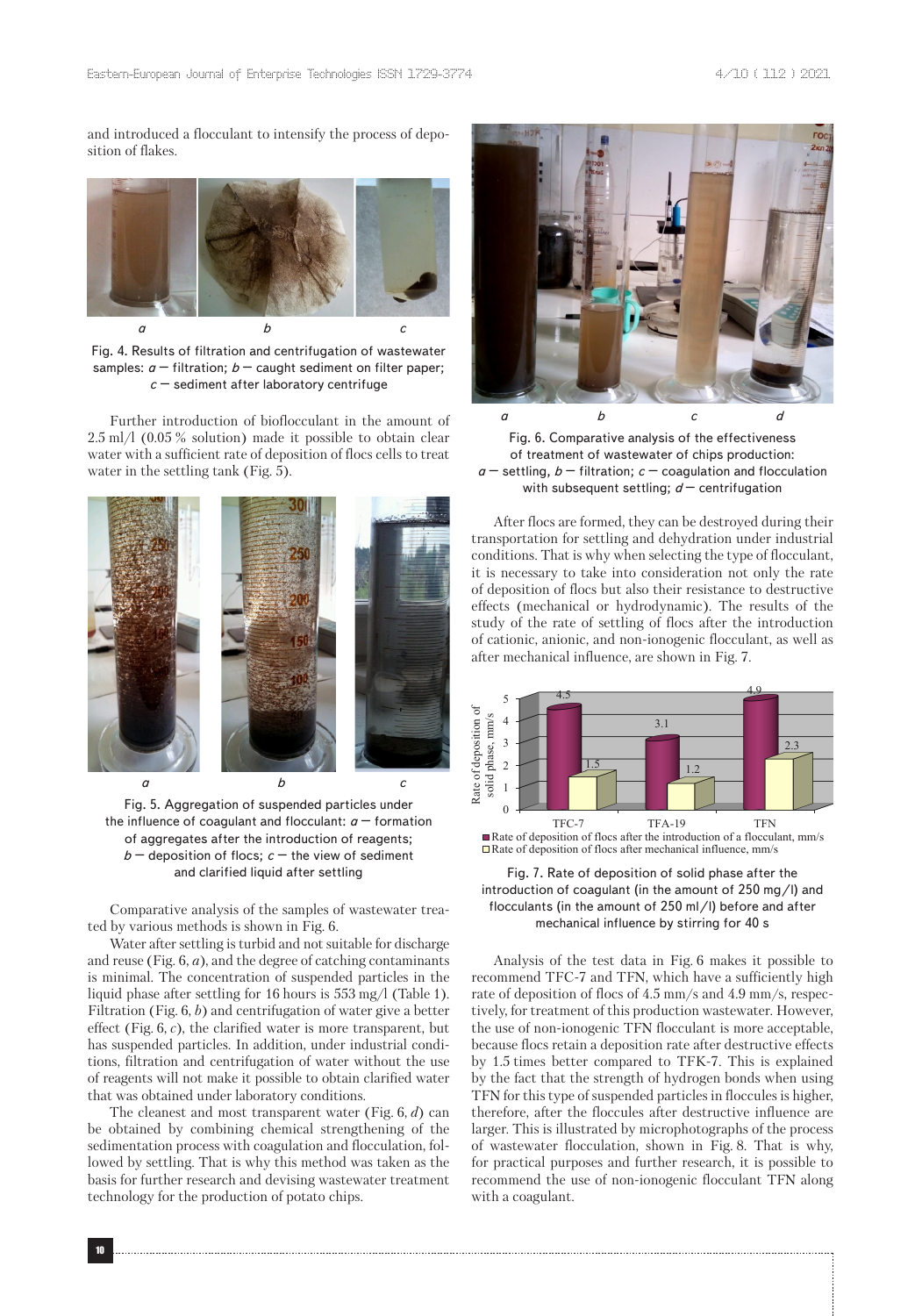and introduced a flocculant to intensify the process of deposition of flakes.

Fig. 4. Results of filtration and centrifugation of wastewater samples: *a* — filtration; *b* — caught sediment on filter paper; *c* — sediment after laboratory centrifuge

Further introduction of bioflocculant in the amount of 2.5 ml/l (0.05 % solution) made it possible to obtain clear water with a sufficient rate of deposition of flocs cells to treat water in the settling tank (Fig. 5).

Fig. 5. Aggregation of suspended particles under the influence of coagulant and flocculant: *a* — formation of aggregates after the introduction of reagents; *b* — deposition of flocs; *c* — the view of sediment and clarified liquid after settling

Comparative analysis of the samples of wastewater treated by various methods is shown in Fig. 6.

Water after settling is turbid and not suitable for discharge and reuse (Fig. 6, *a*), and the degree of catching contaminants is minimal. The concentration of suspended particles in the liquid phase after settling for 16 hours is 553 mg/l (Table 1). Filtration (Fig. 6, *b*) and centrifugation of water give a better effect (Fig. 6, *c*), the clarified water is more transparent, but has suspended particles. In addition, under industrial conditions, filtration and centrifugation of water without the use of reagents will not make it possible to obtain clarified water that was obtained under laboratory conditions.

The cleanest and most transparent water (Fig. 6, *d*) can be obtained by combining chemical strengthening of the sedimentation process with coagulation and flocculation, followed by settling. That is why this method was taken as the basis for further research and devising wastewater treatment technology for the production of potato chips.

Fig. 6. Comparative analysis of the effectiveness of treatment of wastewater of chips production: *a* — settling, *b* — filtration; *c* — coagulation and flocculation with subsequent settling; *d* — centrifugation

After flocs are formed, they can be destroyed during their transportation for settling and dehydration under industrial conditions. That is why when selecting the type of flocculant, it is necessary to take into consideration not only the rate of deposition of flocs but also their resistance to destructive effects (mechanical or hydrodynamic). The results of the study of the rate of settling of flocs after the introduction of cationic, anionic, and non-ionogenic flocculant, as well as after mechanical influence, are shown in Fig. 7.

| Flocculant | Rate of deposition of flocs after the introduction of a flocculant, mm/s | Rate of deposition of flocs after mechanical influence, mm/s |
|---|---|---|
| TFC-7 | 4.5 | 1.5 |
| TFA-19 | 3.1 | 1.2 |
| TFN | 4.9 | 2.3 |

Fig. 7. Rate of deposition of solid phase after the introduction of coagulant (in the amount of 250 mg/l) and flocculants (in the amount of 250 ml/l) before and after mechanical influence by stirring for 40 s

Analysis of the test data in Fig. 6 makes it possible to recommend TFC-7 and TFN, which have a sufficiently high rate of deposition of flocs of 4.5 mm/s and 4.9 mm/s, respectively, for treatment of this production wastewater. However, the use of non-ionogenic TFN flocculant is more acceptable, because flocs retain a deposition rate after destructive effects by 1.5 times better compared to TFK-7. This is explained by the fact that the strength of hydrogen bonds when using TFN for this type of suspended particles in floccules is higher, therefore, after the floccules after destructive influence are larger. This is illustrated by microphotographs of the process of wastewater flocculation, shown in Fig. 8. That is why, for practical purposes and further research, it is possible to recommend the use of non-ionogenic flocculant TFN along with a coagulant.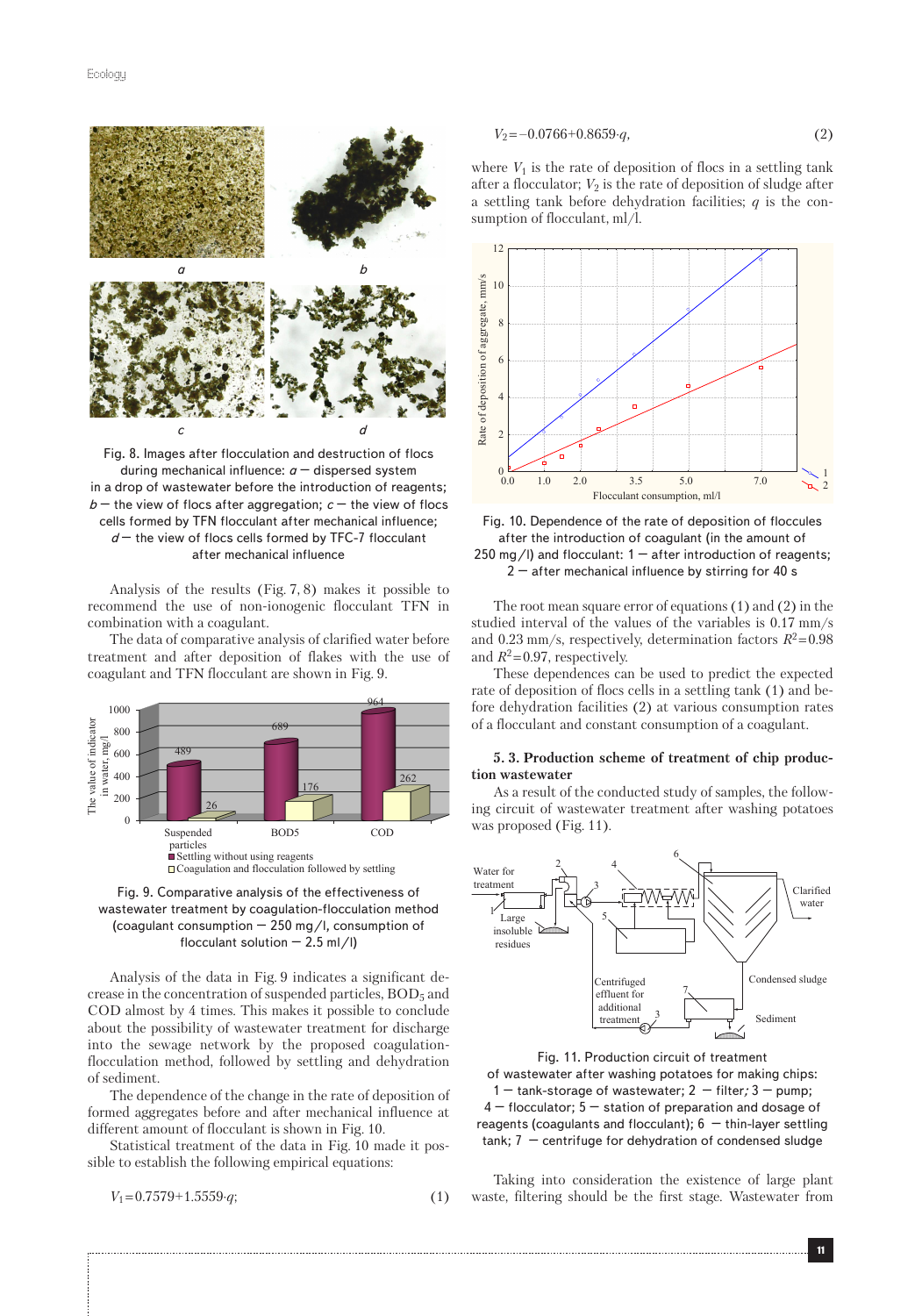Fig. 8. Images after flocculation and destruction of flocs during mechanical influence: *a* – dispersed system in a drop of wastewater before the introduction of reagents; *b* – the view of flocs after aggregation; *c* – the view of flocs cells formed by TFN flocculant after mechanical influence; *d* – the view of flocs cells formed by TFC-7 flocculant after mechanical influence

Analysis of the results (Fig. 7, 8) makes it possible to recommend the use of non-ionogenic flocculant TFN in combination with a coagulant.

The data of comparative analysis of clarified water before treatment and after deposition of flakes with the use of coagulant and TFN flocculant are shown in Fig. 9.

Fig. 9. Comparative analysis of the effectiveness of wastewater treatment by coagulation-flocculation method (coagulant consumption – 250 mg/l, consumption of flocculant solution – 2.5 ml/l)

Analysis of the data in Fig. 9 indicates a significant decrease in the concentration of suspended particles, $BOD_5$ and COD almost by 4 times. This makes it possible to conclude about the possibility of wastewater treatment for discharge into the sewage network by the proposed coagulation-flocculation method, followed by settling and dehydration of sediment.

The dependence of the change in the rate of deposition of formed aggregates before and after mechanical influence at different amount of flocculant is shown in Fig. 10.

Statistical treatment of the data in Fig. 10 made it possible to establish the following empirical equations:

$$V_1 = 0.7579 + 1.5559 \cdot q; \tag{1}$$

$$V_2 = -0.0766 + 0.8659 \cdot q, \tag{2}$$

where $V_1$ is the rate of deposition of flocs in a settling tank after a flocculator; $V_2$ is the rate of deposition of sludge after a settling tank before dehydration facilities; $q$ is the consumption of flocculant, ml/l.

Fig. 10. Dependence of the rate of deposition of floccules after the introduction of coagulant (in the amount of 250 mg/l) and flocculant: 1 – after introduction of reagents; 2 – after mechanical influence by stirring for 40 s

The root mean square error of equations (1) and (2) in the studied interval of the values of the variables is 0.17 mm/s and 0.23 mm/s, respectively, determination factors $R^2=0.98$ and $R^2=0.97$, respectively.

These dependences can be used to predict the expected rate of deposition of flocs cells in a settling tank (1) and before dehydration facilities (2) at various consumption rates of a flocculant and constant consumption of a coagulant.

### 5. 3. Production scheme of treatment of chip production wastewater

As a result of the conducted study of samples, the following circuit of wastewater treatment after washing potatoes was proposed (Fig. 11).

Fig. 11. Production circuit of treatment of wastewater after washing potatoes for making chips: 1 – tank-storage of wastewater; 2 – filter; 3 – pump; 4 – flocculator; 5 – station of preparation and dosage of reagents (coagulants and flocculant); 6 – thin-layer settling tank; 7 – centrifuge for dehydration of condensed sludge

Taking into consideration the existence of large plant waste, filtering should be the first stage. Wastewater from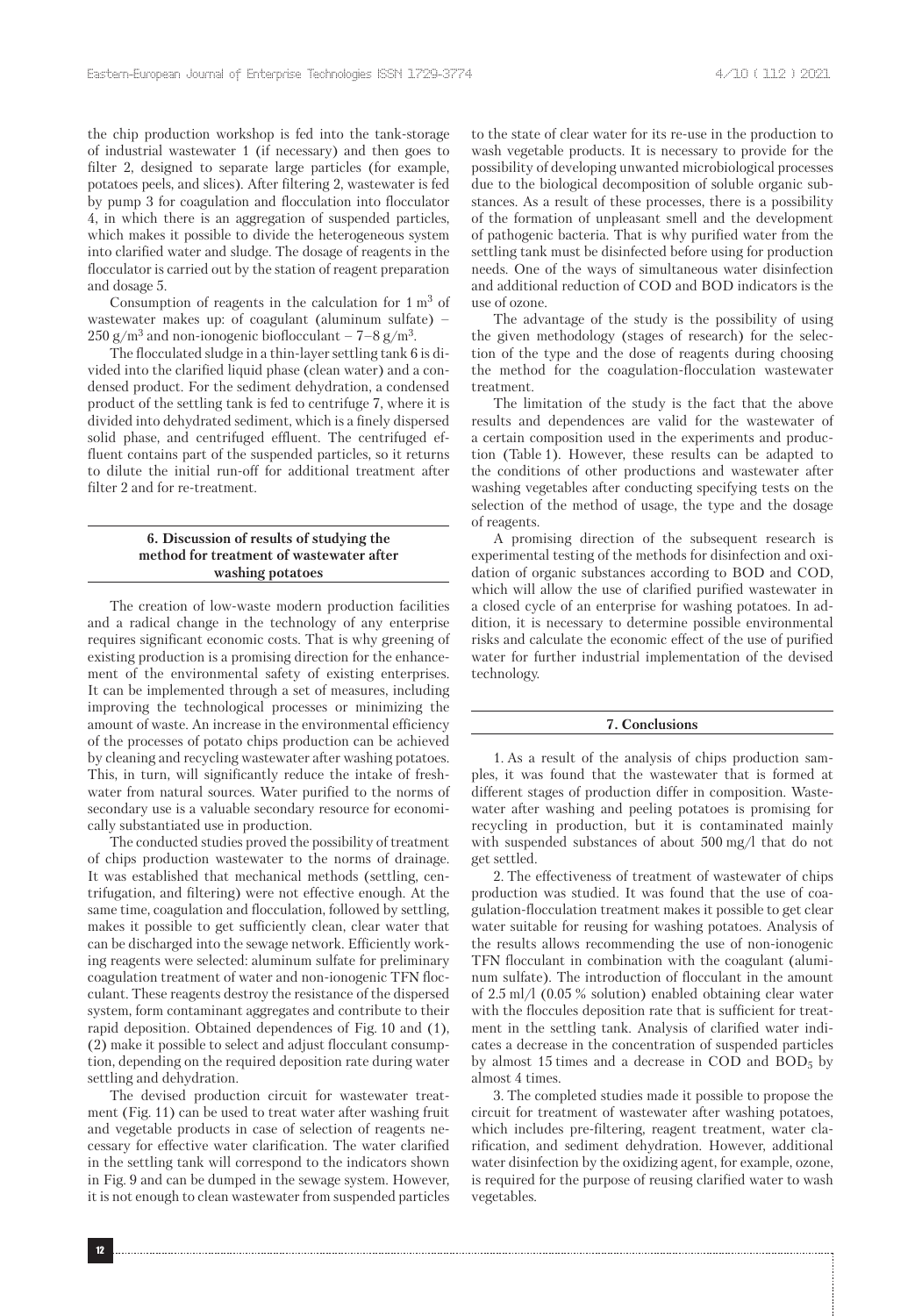the chip production workshop is fed into the tank-storage of industrial wastewater 1 (if necessary) and then goes to filter 2, designed to separate large particles (for example, potatoes peels, and slices). After filtering 2, wastewater is fed by pump 3 for coagulation and flocculation into flocculator 4, in which there is an aggregation of suspended particles, which makes it possible to divide the heterogeneous system into clarified water and sludge. The dosage of reagents in the flocculator is carried out by the station of reagent preparation and dosage 5.

Consumption of reagents in the calculation for 1 $m^3$ of wastewater makes up: of coagulant (aluminum sulfate) – 250 $g/m^3$ and non-ionogenic bioflocculant – 7–8 $g/m^3$.

The flocculated sludge in a thin-layer settling tank 6 is divided into the clarified liquid phase (clean water) and a condensed product. For the sediment dehydration, a condensed product of the settling tank is fed to centrifuge 7, where it is divided into dehydrated sediment, which is a finely dispersed solid phase, and centrifuged effluent. The centrifuged effluent contains part of the suspended particles, so it returns to dilute the initial run-off for additional treatment after filter 2 and for re-treatment.

## 6. Discussion of results of studying the method for treatment of wastewater after washing potatoes

The creation of low-waste modern production facilities and a radical change in the technology of any enterprise requires significant economic costs. That is why greening of existing production is a promising direction for the enhancement of the environmental safety of existing enterprises. It can be implemented through a set of measures, including improving the technological processes or minimizing the amount of waste. An increase in the environmental efficiency of the processes of potato chips production can be achieved by cleaning and recycling wastewater after washing potatoes. This, in turn, will significantly reduce the intake of freshwater from natural sources. Water purified to the norms of secondary use is a valuable secondary resource for economically substantiated use in production.

The conducted studies proved the possibility of treatment of chips production wastewater to the norms of drainage. It was established that mechanical methods (settling, centrifugation, and filtering) were not effective enough. At the same time, coagulation and flocculation, followed by settling, makes it possible to get sufficiently clean, clear water that can be discharged into the sewage network. Efficiently working reagents were selected: aluminum sulfate for preliminary coagulation treatment of water and non-ionogenic TFN flocculant. These reagents destroy the resistance of the dispersed system, form contaminant aggregates and contribute to their rapid deposition. Obtained dependences of Fig. 10 and (1), (2) make it possible to select and adjust flocculant consumption, depending on the required deposition rate during water settling and dehydration.

The devised production circuit for wastewater treatment (Fig. 11) can be used to treat water after washing fruit and vegetable products in case of selection of reagents necessary for effective water clarification. The water clarified in the settling tank will correspond to the indicators shown in Fig. 9 and can be dumped in the sewage system. However, it is not enough to clean wastewater from suspended particles to the state of clear water for its re-use in the production to wash vegetable products. It is necessary to provide for the possibility of developing unwanted microbiological processes due to the biological decomposition of soluble organic substances. As a result of these processes, there is a possibility of the formation of unpleasant smell and the development of pathogenic bacteria. That is why purified water from the settling tank must be disinfected before using for production needs. One of the ways of simultaneous water disinfection and additional reduction of COD and BOD indicators is the use of ozone.

The advantage of the study is the possibility of using the given methodology (stages of research) for the selection of the type and the dose of reagents during choosing the method for the coagulation-flocculation wastewater treatment.

The limitation of the study is the fact that the above results and dependences are valid for the wastewater of a certain composition used in the experiments and production (Table 1). However, these results can be adapted to the conditions of other productions and wastewater after washing vegetables after conducting specifying tests on the selection of the method of usage, the type and the dosage of reagents.

A promising direction of the subsequent research is experimental testing of the methods for disinfection and oxidation of organic substances according to BOD and COD, which will allow the use of clarified purified wastewater in a closed cycle of an enterprise for washing potatoes. In addition, it is necessary to determine possible environmental risks and calculate the economic effect of the use of purified water for further industrial implementation of the devised technology.

## 7. Conclusions

1. As a result of the analysis of chips production samples, it was found that the wastewater that is formed at different stages of production differ in composition. Wastewater after washing and peeling potatoes is promising for recycling in production, but it is contaminated mainly with suspended substances of about 500 mg/l that do not get settled.

2. The effectiveness of treatment of wastewater of chips production was studied. It was found that the use of coagulation-flocculation treatment makes it possible to get clear water suitable for reusing for washing potatoes. Analysis of the results allows recommending the use of non-ionogenic TFN flocculant in combination with the coagulant (aluminum sulfate). The introduction of flocculant in the amount of 2.5 ml/l (0.05 % solution) enabled obtaining clear water with the floccules deposition rate that is sufficient for treatment in the settling tank. Analysis of clarified water indicates a decrease in the concentration of suspended particles by almost 15 times and a decrease in COD and $BOD_5$ by almost 4 times.

3. The completed studies made it possible to propose the circuit for treatment of wastewater after washing potatoes, which includes pre-filtering, reagent treatment, water clarification, and sediment dehydration. However, additional water disinfection by the oxidizing agent, for example, ozone, is required for the purpose of reusing clarified water to wash vegetables.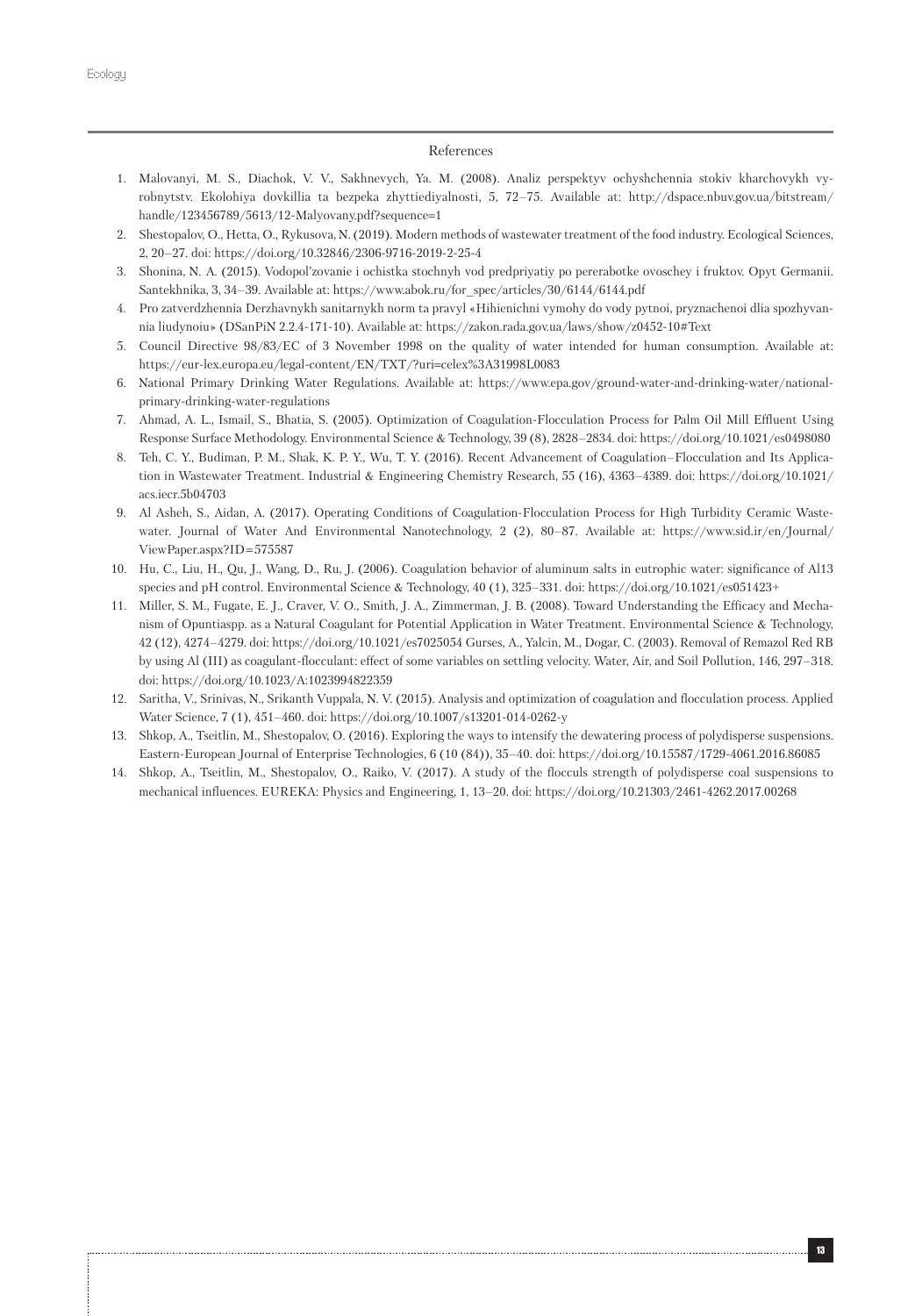## References

1. Malovanyi, M. S., Diachok, V. V., Sakhnevych, Ya. M. (2008). Analiz perspektyv ochyshchennia stokiv kharchovykh vyrobnytstv. Ekolohiya dovkillia ta bezpeka zhyttiediyalnosti, 5, 72–75. Available at: http://dspace.nbuv.gov.ua/bitstream/handle/123456789/5613/12-Malyovany.pdf?sequence=1
2. Shestopalov, O., Hetta, O., Rykusova, N. (2019). Modern methods of wastewater treatment of the food industry. Ecological Sciences, 2, 20–27. doi: https://doi.org/10.32846/2306-9716-2019-2-25-4
3. Shonina, N. A. (2015). Vodopol'zovanie i ochistka stochnyh vod predpriyatiy po pererabotke ovoschey i fruktov. Opyt Germanii. Santekhnika, 3, 34–39. Available at: https://www.abok.ru/for_spec/articles/30/6144/6144.pdf
4. Pro zatverdzhennia Derzhavnykh sanitarnykh norm ta pravyl «Hihienichni vymohy do vody pytnoi, pryznachenoi dlia spozhyvannia liudynoiu» (DSanPiN 2.2.4-171-10). Available at: https://zakon.rada.gov.ua/laws/show/z0452-10#Text
5. Council Directive 98/83/EC of 3 November 1998 on the quality of water intended for human consumption. Available at: https://eur-lex.europa.eu/legal-content/EN/TXT/?uri=celex%3A31998L0083
6. National Primary Drinking Water Regulations. Available at: https://www.epa.gov/ground-water-and-drinking-water/national-primary-drinking-water-regulations
7. Ahmad, A. L., Ismail, S., Bhatia, S. (2005). Optimization of Coagulation-Flocculation Process for Palm Oil Mill Effluent Using Response Surface Methodology. Environmental Science & Technology, 39 (8), 2828–2834. doi: https://doi.org/10.1021/es0498080
8. Teh, C. Y., Budiman, P. M., Shak, K. P. Y., Wu, T. Y. (2016). Recent Advancement of Coagulation–Flocculation and Its Application in Wastewater Treatment. Industrial & Engineering Chemistry Research, 55 (16), 4363–4389. doi: https://doi.org/10.1021/acs.iecr.5b04703
9. Al Asheh, S., Aidan, A. (2017). Operating Conditions of Coagulation-Flocculation Process for High Turbidity Ceramic Wastewater. Journal of Water And Environmental Nanotechnology, 2 (2), 80–87. Available at: https://www.sid.ir/en/Journal/ViewPaper.aspx?ID=575587
10. Hu, C., Liu, H., Qu, J., Wang, D., Ru, J. (2006). Coagulation behavior of aluminum salts in eutrophic water: significance of Al13 species and pH control. Environmental Science & Technology, 40 (1), 325–331. doi: https://doi.org/10.1021/es051423+
11. Miller, S. M., Fugate, E. J., Craver, V. O., Smith, J. A., Zimmerman, J. B. (2008). Toward Understanding the Efficacy and Mechanism of Opuntiaspp. as a Natural Coagulant for Potential Application in Water Treatment. Environmental Science & Technology, 42 (12), 4274–4279. doi: https://doi.org/10.1021/es7025054 Gurses, A., Yalcin, M., Dogar, C. (2003). Removal of Remazol Red RB by using Al (III) as coagulant-flocculant: effect of some variables on settling velocity. Water, Air, and Soil Pollution, 146, 297–318. doi: https://doi.org/10.1023/A:1023994822359
12. Saritha, V., Srinivas, N., Srikanth Vuppala, N. V. (2015). Analysis and optimization of coagulation and flocculation process. Applied Water Science, 7 (1), 451–460. doi: https://doi.org/10.1007/s13201-014-0262-y
13. Shkop, A., Tseitlin, M., Shestopalov, O. (2016). Exploring the ways to intensify the dewatering process of polydisperse suspensions. Eastern-European Journal of Enterprise Technologies, 6 (10 (84)), 35–40. doi: https://doi.org/10.15587/1729-4061.2016.86085
14. Shkop, A., Tseitlin, M., Shestopalov, O., Raiko, V. (2017). A study of the flocculs strength of polydisperse coal suspensions to mechanical influences. EUREKA: Physics and Engineering, 1, 13–20. doi: https://doi.org/10.21303/2461-4262.2017.00268